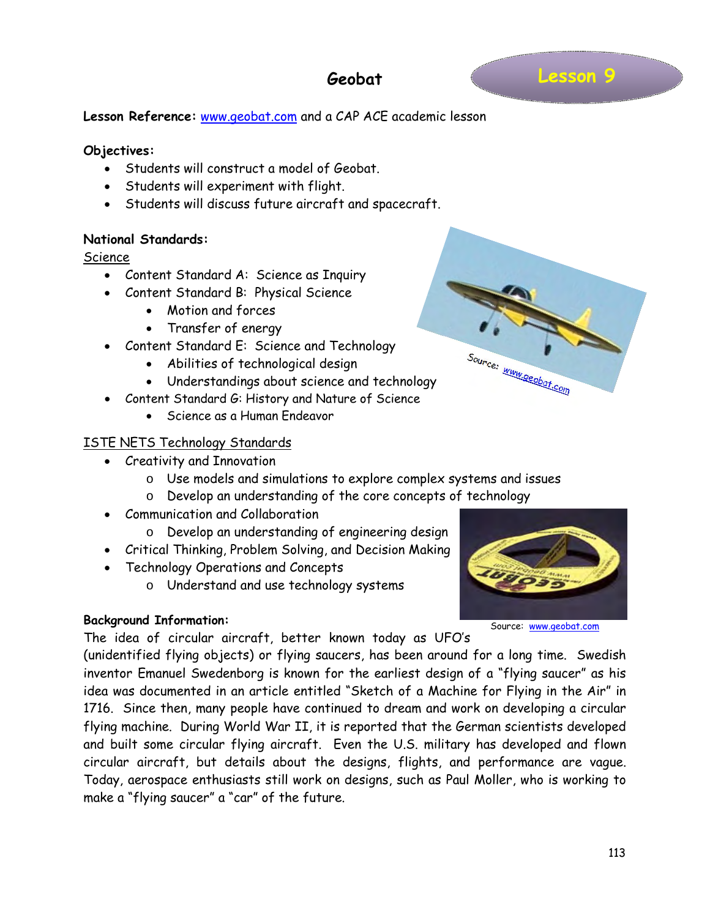# Geobat

Lesson 9

**Lesson Reference:** www.geobat.com and a CAP ACE academic lesson

**Objectives:**

- Students will construct a model of Geobat.
- Students will experiment with flight.
- Students will discuss future aircraft and spacecraft.

**National Standards:**

Science

- Content Standard A: Science as Inquiry
- Content Standard B: Physical Science
  - Motion and forces
  - Transfer of energy
- Content Standard E: Science and Technology
  - Abilities of technological design
  - Understandings about science and technology
- Content Standard G: History and Nature of Science
  - Science as a Human Endeavor

Source: www.geobat.com

ISTE NETS Technology Standards

- Creativity and Innovation
  - Use models and simulations to explore complex systems and issues
  - Develop an understanding of the core concepts of technology
- Communication and Collaboration
  - Develop an understanding of engineering design
- Critical Thinking, Problem Solving, and Decision Making
- Technology Operations and Concepts
  - Understand and use technology systems

Source: www.geobat.com

**Background Information:**

The idea of circular aircraft, better known today as UFO's (unidentified flying objects) or flying saucers, has been around for a long time. Swedish inventor Emanuel Swedenborg is known for the earliest design of a "flying saucer" as his idea was documented in an article entitled "Sketch of a Machine for Flying in the Air" in 1716. Since then, many people have continued to dream and work on developing a circular flying machine. During World War II, it is reported that the German scientists developed and built some circular flying aircraft. Even the U.S. military has developed and flown circular aircraft, but details about the designs, flights, and performance are vague. Today, aerospace enthusiasts still work on designs, such as Paul Moller, who is working to make a "flying saucer" a "car" of the future.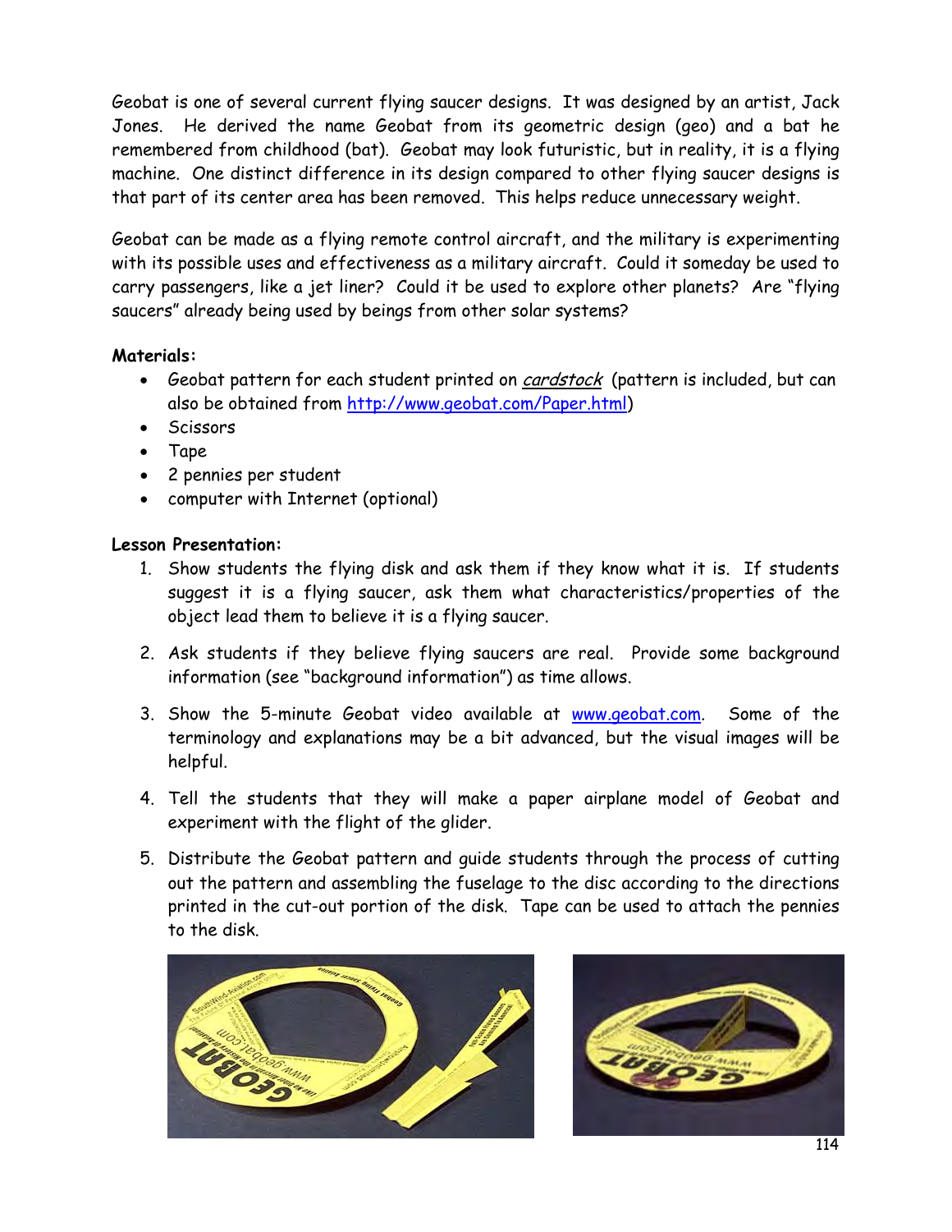Geobat is one of several current flying saucer designs. It was designed by an artist, Jack Jones. He derived the name Geobat from its geometric design (geo) and a bat he remembered from childhood (bat). Geobat may look futuristic, but in reality, it is a flying machine. One distinct difference in its design compared to other flying saucer designs is that part of its center area has been removed. This helps reduce unnecessary weight.

Geobat can be made as a flying remote control aircraft, and the military is experimenting with its possible uses and effectiveness as a military aircraft. Could it someday be used to carry passengers, like a jet liner? Could it be used to explore other planets? Are "flying saucers" already being used by beings from other solar systems?

**Materials:**

- Geobat pattern for each student printed on *cardstock* (pattern is included, but can also be obtained from http://www.geobat.com/Paper.html)
- Scissors
- Tape
- 2 pennies per student
- computer with Internet (optional)

**Lesson Presentation:**

1. Show students the flying disk and ask them if they know what it is. If students suggest it is a flying saucer, ask them what characteristics/properties of the object lead them to believe it is a flying saucer.
2. Ask students if they believe flying saucers are real. Provide some background information (see "background information") as time allows.
3. Show the 5-minute Geobat video available at www.geobat.com. Some of the terminology and explanations may be a bit advanced, but the visual images will be helpful.
4. Tell the students that they will make a paper airplane model of Geobat and experiment with the flight of the glider.
5. Distribute the Geobat pattern and guide students through the process of cutting out the pattern and assembling the fuselage to the disc according to the directions printed in the cut-out portion of the disk. Tape can be used to attach the pennies to the disk.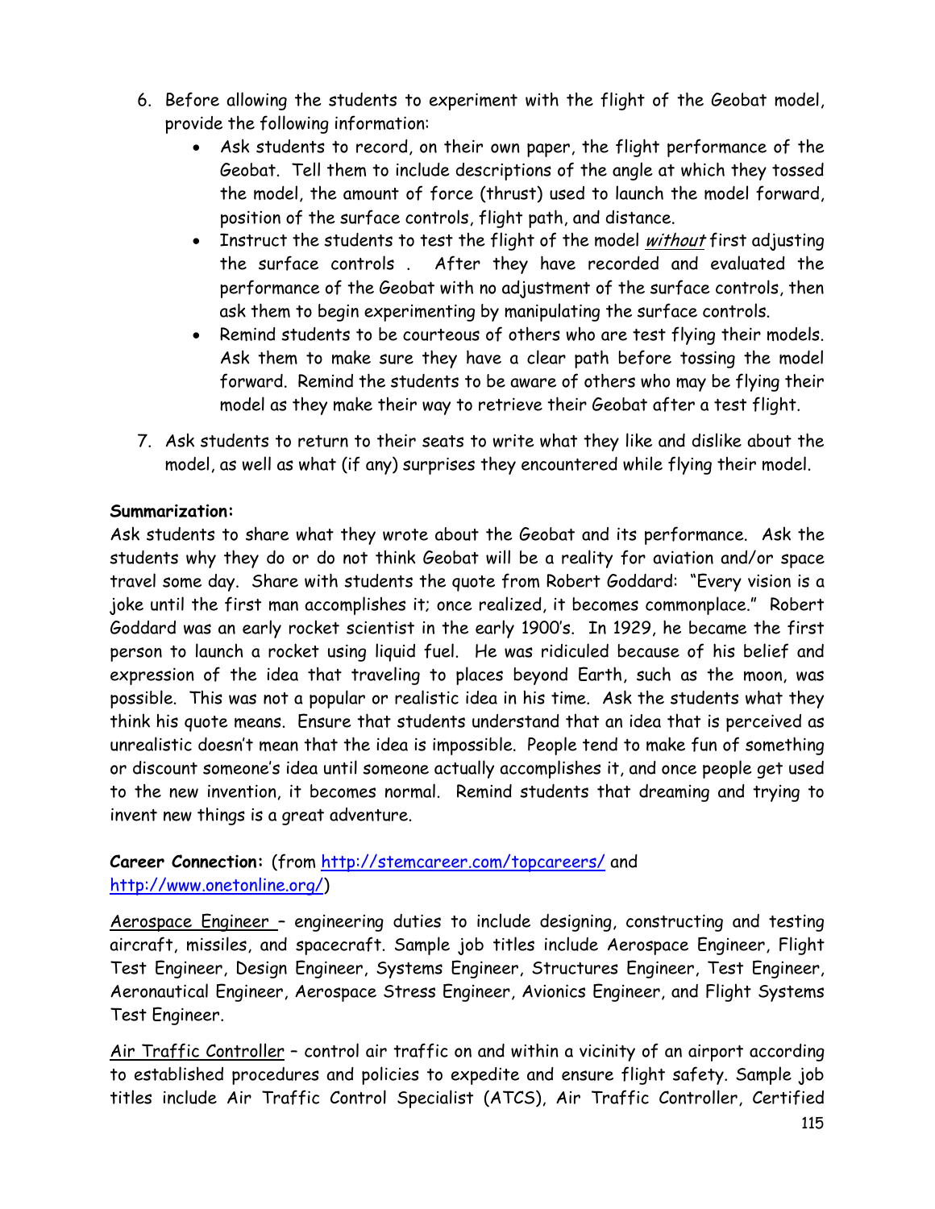6. Before allowing the students to experiment with the flight of the Geobat model, provide the following information:
    - Ask students to record, on their own paper, the flight performance of the Geobat. Tell them to include descriptions of the angle at which they tossed the model, the amount of force (thrust) used to launch the model forward, position of the surface controls, flight path, and distance.
    - Instruct the students to test the flight of the model *without* first adjusting the surface controls . After they have recorded and evaluated the performance of the Geobat with no adjustment of the surface controls, then ask them to begin experimenting by manipulating the surface controls.
    - Remind students to be courteous of others who are test flying their models. Ask them to make sure they have a clear path before tossing the model forward. Remind the students to be aware of others who may be flying their model as they make their way to retrieve their Geobat after a test flight.

7. Ask students to return to their seats to write what they like and dislike about the model, as well as what (if any) surprises they encountered while flying their model.

**Summarization:**

Ask students to share what they wrote about the Geobat and its performance. Ask the students why they do or do not think Geobat will be a reality for aviation and/or space travel some day. Share with students the quote from Robert Goddard: "Every vision is a joke until the first man accomplishes it; once realized, it becomes commonplace." Robert Goddard was an early rocket scientist in the early 1900's. In 1929, he became the first person to launch a rocket using liquid fuel. He was ridiculed because of his belief and expression of the idea that traveling to places beyond Earth, such as the moon, was possible. This was not a popular or realistic idea in his time. Ask the students what they think his quote means. Ensure that students understand that an idea that is perceived as unrealistic doesn't mean that the idea is impossible. People tend to make fun of something or discount someone's idea until someone actually accomplishes it, and once people get used to the new invention, it becomes normal. Remind students that dreaming and trying to invent new things is a great adventure.

**Career Connection:** (from http://stemcareer.com/topcareers/ and http://www.onetonline.org/)

Aerospace Engineer – engineering duties to include designing, constructing and testing aircraft, missiles, and spacecraft. Sample job titles include Aerospace Engineer, Flight Test Engineer, Design Engineer, Systems Engineer, Structures Engineer, Test Engineer, Aeronautical Engineer, Aerospace Stress Engineer, Avionics Engineer, and Flight Systems Test Engineer.

Air Traffic Controller – control air traffic on and within a vicinity of an airport according to established procedures and policies to expedite and ensure flight safety. Sample job titles include Air Traffic Control Specialist (ATCS), Air Traffic Controller, Certified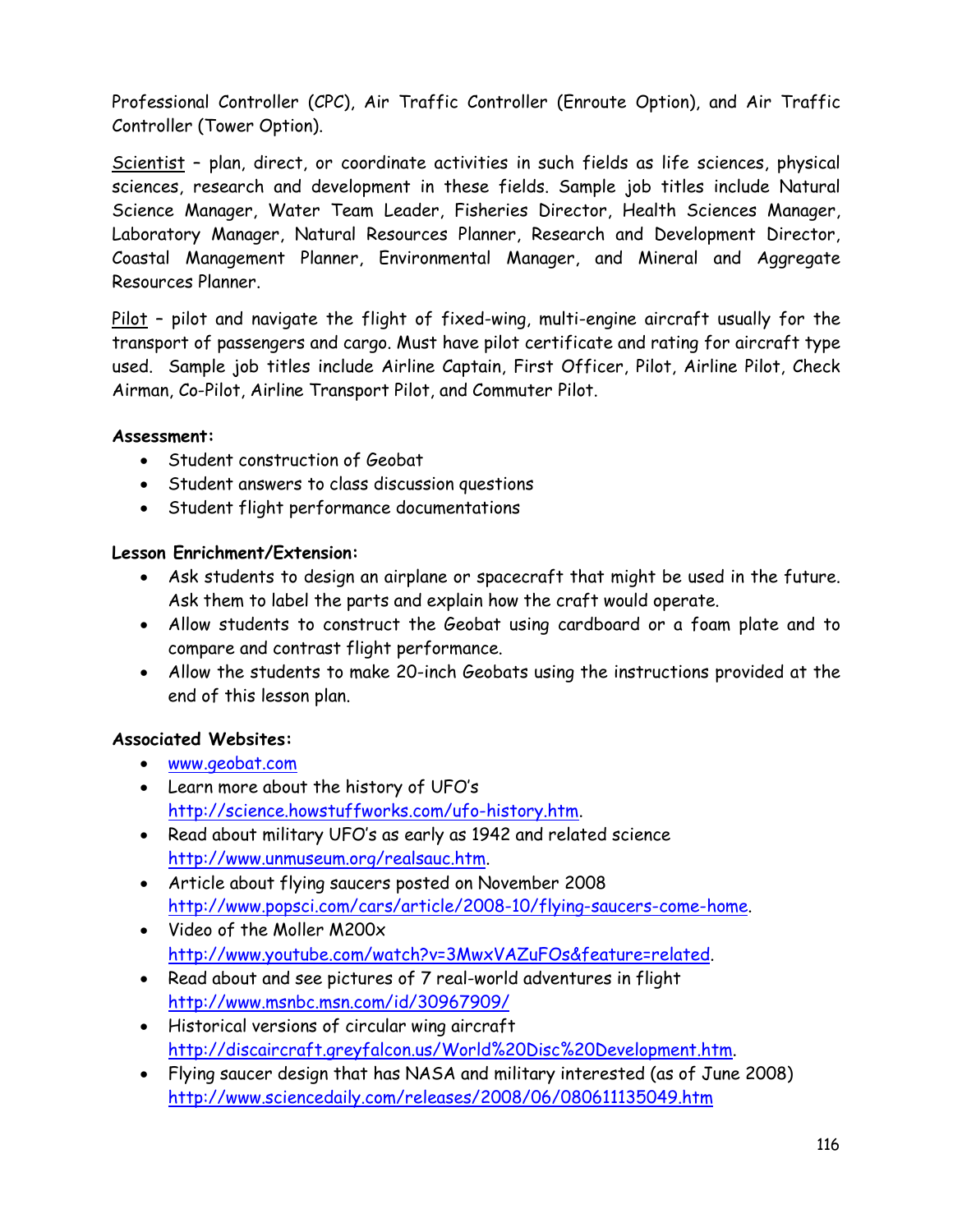Professional Controller (CPC), Air Traffic Controller (Enroute Option), and Air Traffic Controller (Tower Option).

Scientist – plan, direct, or coordinate activities in such fields as life sciences, physical sciences, research and development in these fields. Sample job titles include Natural Science Manager, Water Team Leader, Fisheries Director, Health Sciences Manager, Laboratory Manager, Natural Resources Planner, Research and Development Director, Coastal Management Planner, Environmental Manager, and Mineral and Aggregate Resources Planner.

Pilot – pilot and navigate the flight of fixed-wing, multi-engine aircraft usually for the transport of passengers and cargo. Must have pilot certificate and rating for aircraft type used. Sample job titles include Airline Captain, First Officer, Pilot, Airline Pilot, Check Airman, Co-Pilot, Airline Transport Pilot, and Commuter Pilot.

**Assessment:**

- Student construction of Geobat
- Student answers to class discussion questions
- Student flight performance documentations

**Lesson Enrichment/Extension:**

- Ask students to design an airplane or spacecraft that might be used in the future. Ask them to label the parts and explain how the craft would operate.
- Allow students to construct the Geobat using cardboard or a foam plate and to compare and contrast flight performance.
- Allow the students to make 20-inch Geobats using the instructions provided at the end of this lesson plan.

**Associated Websites:**

- www.geobat.com
- Learn more about the history of UFO's http://science.howstuffworks.com/ufo-history.htm.
- Read about military UFO's as early as 1942 and related science http://www.unmuseum.org/realsauc.htm.
- Article about flying saucers posted on November 2008 http://www.popsci.com/cars/article/2008-10/flying-saucers-come-home.
- Video of the Moller M200x http://www.youtube.com/watch?v=3MwxVAZuFOs&feature=related.
- Read about and see pictures of 7 real-world adventures in flight http://www.msnbc.msn.com/id/30967909/
- Historical versions of circular wing aircraft http://discaircraft.greyfalcon.us/World%20Disc%20Development.htm.
- Flying saucer design that has NASA and military interested (as of June 2008) http://www.sciencedaily.com/releases/2008/06/080611135049.htm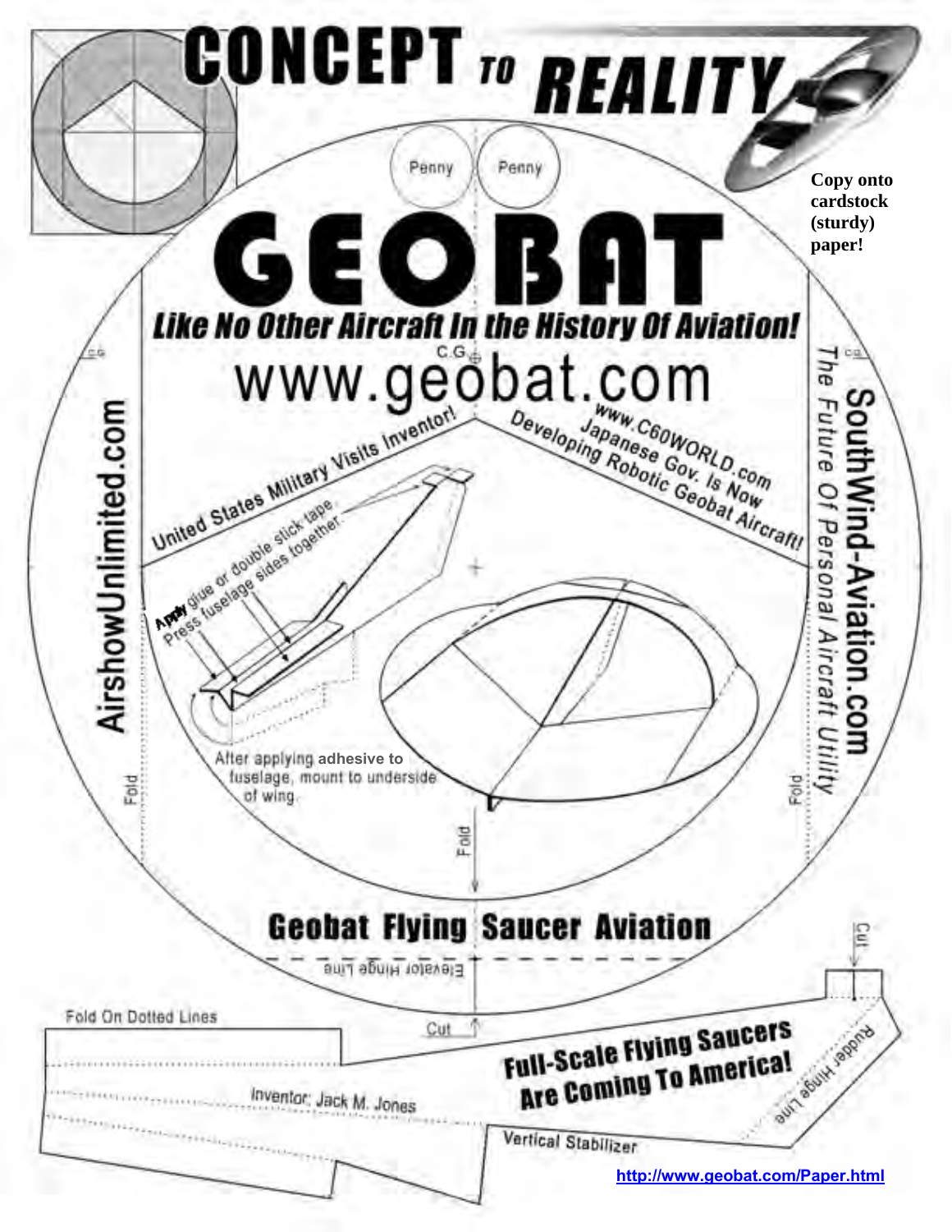# CONCEPT TO REALITY

Copy onto cardstock (sturdy) paper!

Penny

Penny

# GEOBAT

**Like No Other Aircraft In the History Of Aviation!**

C.G.

www.geobat.com

United States Military Visits Inventor!

www.C60WORLD.com

Japanese Gov. Is Now Developing Robotic Geobat Aircraft!

AirshowUnlimited.com

SouthWind-Aviation.com

The Future Of Personal Aircraft Utility

C.G.

C.G.

Apply glue or double stick tape. Press fuselage sides together.

After applying adhesive to fuselage, mount to underside of wing.

Fold

Fold

Fold

## Geobat Flying Saucer Aviation

Elevator Hinge Line

Cut

Cut

Fold On Dotted Lines

Inventor: Jack M. Jones

**Full-Scale Flying Saucers Are Coming To America!**

Rudder Hinge Line

Vertical Stabilizer

http://www.geobat.com/Paper.html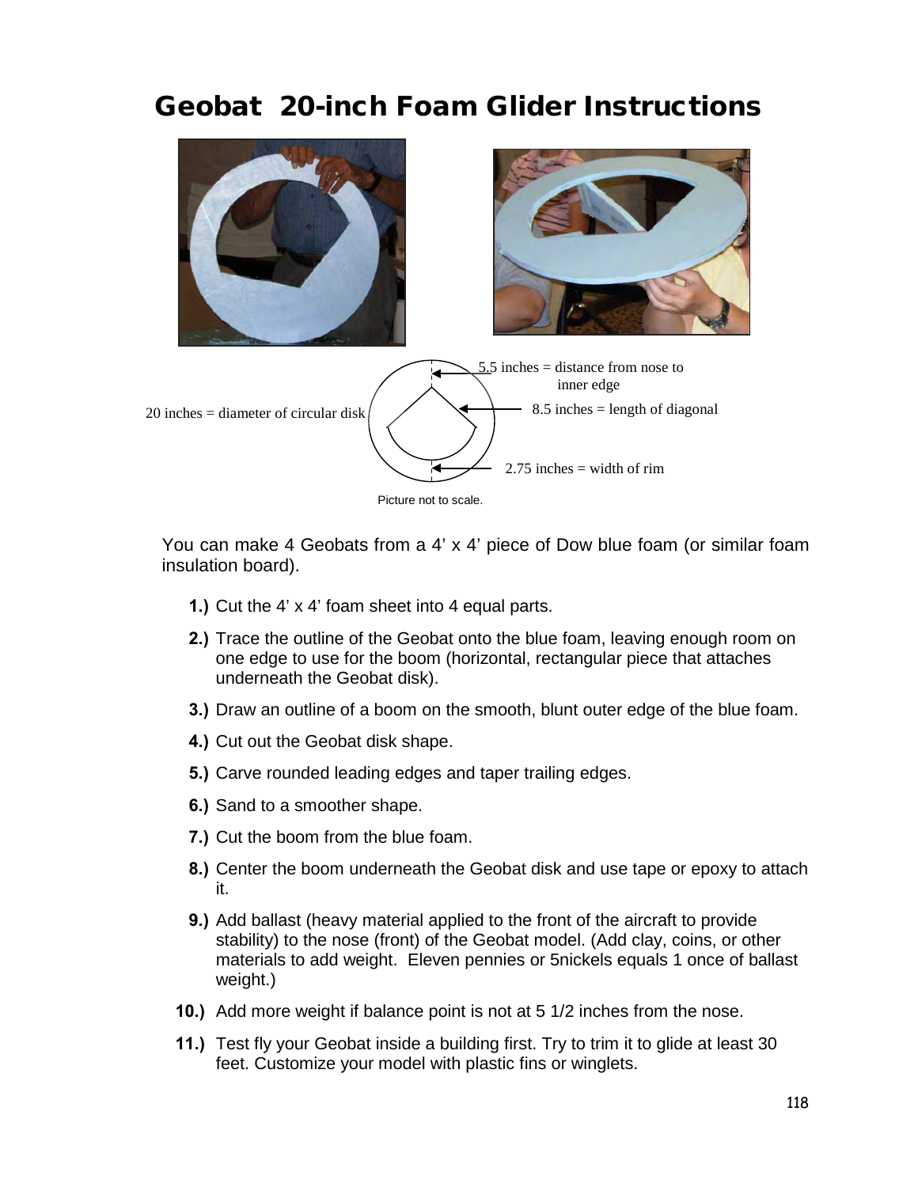# Geobat 20-inch Foam Glider Instructions

5.5 inches = distance from nose to inner edge

20 inches = diameter of circular disk

8.5 inches = length of diagonal

2.75 inches = width of rim

Picture not to scale.

You can make 4 Geobats from a 4' x 4' piece of Dow blue foam (or similar foam insulation board).

1.) Cut the 4' x 4' foam sheet into 4 equal parts.
2.) Trace the outline of the Geobat onto the blue foam, leaving enough room on one edge to use for the boom (horizontal, rectangular piece that attaches underneath the Geobat disk).
3.) Draw an outline of a boom on the smooth, blunt outer edge of the blue foam.
4.) Cut out the Geobat disk shape.
5.) Carve rounded leading edges and taper trailing edges.
6.) Sand to a smoother shape.
7.) Cut the boom from the blue foam.
8.) Center the boom underneath the Geobat disk and use tape or epoxy to attach it.
9.) Add ballast (heavy material applied to the front of the aircraft to provide stability) to the nose (front) of the Geobat model. (Add clay, coins, or other materials to add weight. Eleven pennies or 5nickels equals 1 once of ballast weight.)
10.) Add more weight if balance point is not at 5 1/2 inches from the nose.
11.) Test fly your Geobat inside a building first. Try to trim it to glide at least 30 feet. Customize your model with plastic fins or winglets.